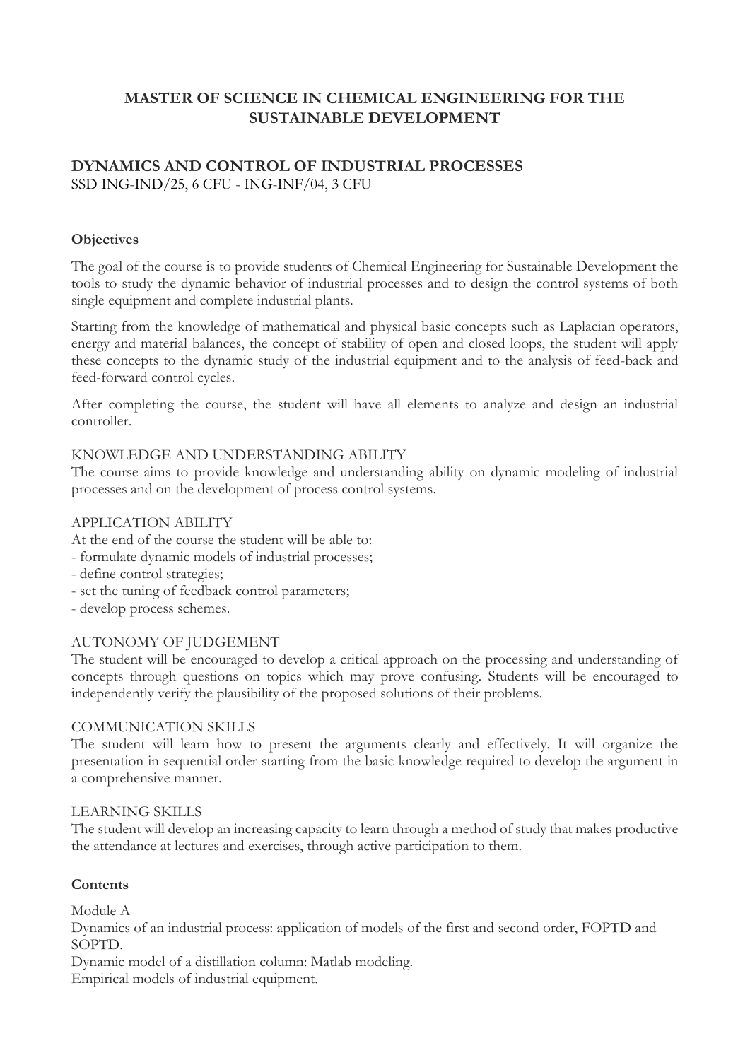# MASTER OF SCIENCE IN CHEMICAL ENGINEERING FOR THE SUSTAINABLE DEVELOPMENT

## DYNAMICS AND CONTROL OF INDUSTRIAL PROCESSES

SSD ING-IND/25, 6 CFU - ING-INF/04, 3 CFU

### Objectives

The goal of the course is to provide students of Chemical Engineering for Sustainable Development the tools to study the dynamic behavior of industrial processes and to design the control systems of both single equipment and complete industrial plants.

Starting from the knowledge of mathematical and physical basic concepts such as Laplacian operators, energy and material balances, the concept of stability of open and closed loops, the student will apply these concepts to the dynamic study of the industrial equipment and to the analysis of feed-back and feed-forward control cycles.

After completing the course, the student will have all elements to analyze and design an industrial controller.

KNOWLEDGE AND UNDERSTANDING ABILITY
The course aims to provide knowledge and understanding ability on dynamic modeling of industrial processes and on the development of process control systems.

APPLICATION ABILITY
At the end of the course the student will be able to:
- formulate dynamic models of industrial processes;
- define control strategies;
- set the tuning of feedback control parameters;
- develop process schemes.

AUTONOMY OF JUDGEMENT
The student will be encouraged to develop a critical approach on the processing and understanding of concepts through questions on topics which may prove confusing. Students will be encouraged to independently verify the plausibility of the proposed solutions of their problems.

COMMUNICATION SKILLS
The student will learn how to present the arguments clearly and effectively. It will organize the presentation in sequential order starting from the basic knowledge required to develop the argument in a comprehensive manner.

LEARNING SKILLS
The student will develop an increasing capacity to learn through a method of study that makes productive the attendance at lectures and exercises, through active participation to them.

### Contents

Module A
Dynamics of an industrial process: application of models of the first and second order, FOPTD and SOPTD.
Dynamic model of a distillation column: Matlab modeling.
Empirical models of industrial equipment.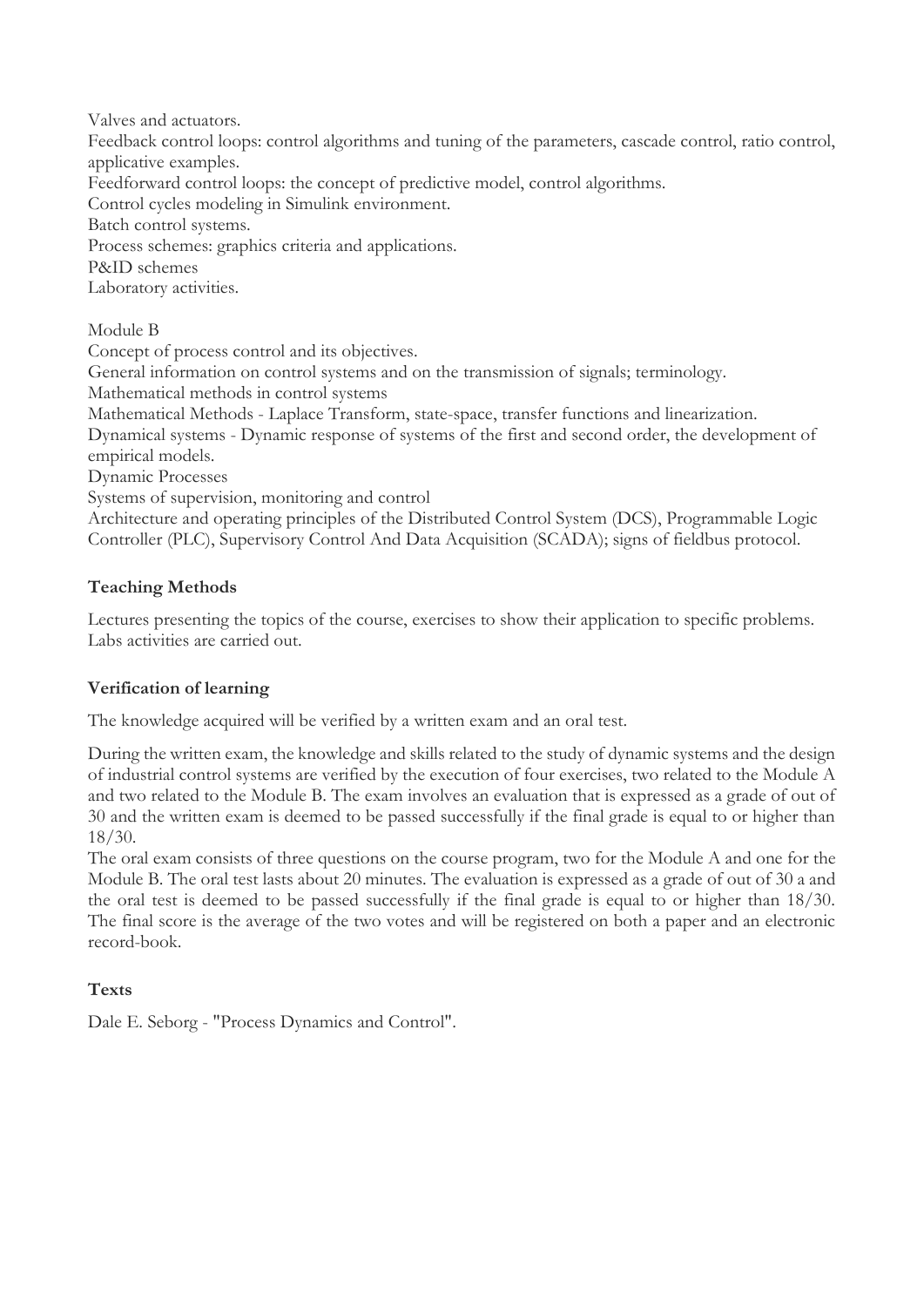Valves and actuators.
Feedback control loops: control algorithms and tuning of the parameters, cascade control, ratio control, applicative examples.
Feedforward control loops: the concept of predictive model, control algorithms.
Control cycles modeling in Simulink environment.
Batch control systems.
Process schemes: graphics criteria and applications.
P&ID schemes
Laboratory activities.

Module B
Concept of process control and its objectives.
General information on control systems and on the transmission of signals; terminology.
Mathematical methods in control systems
Mathematical Methods - Laplace Transform, state-space, transfer functions and linearization.
Dynamical systems - Dynamic response of systems of the first and second order, the development of empirical models.
Dynamic Processes
Systems of supervision, monitoring and control
Architecture and operating principles of the Distributed Control System (DCS), Programmable Logic Controller (PLC), Supervisory Control And Data Acquisition (SCADA); signs of fieldbus protocol.

**Teaching Methods**

Lectures presenting the topics of the course, exercises to show their application to specific problems. Labs activities are carried out.

**Verification of learning**

The knowledge acquired will be verified by a written exam and an oral test.

During the written exam, the knowledge and skills related to the study of dynamic systems and the design of industrial control systems are verified by the execution of four exercises, two related to the Module A and two related to the Module B. The exam involves an evaluation that is expressed as a grade of out of 30 and the written exam is deemed to be passed successfully if the final grade is equal to or higher than 18/30.
The oral exam consists of three questions on the course program, two for the Module A and one for the Module B. The oral test lasts about 20 minutes. The evaluation is expressed as a grade of out of 30 a and the oral test is deemed to be passed successfully if the final grade is equal to or higher than 18/30. The final score is the average of the two votes and will be registered on both a paper and an electronic record-book.

**Texts**

Dale E. Seborg - "Process Dynamics and Control".